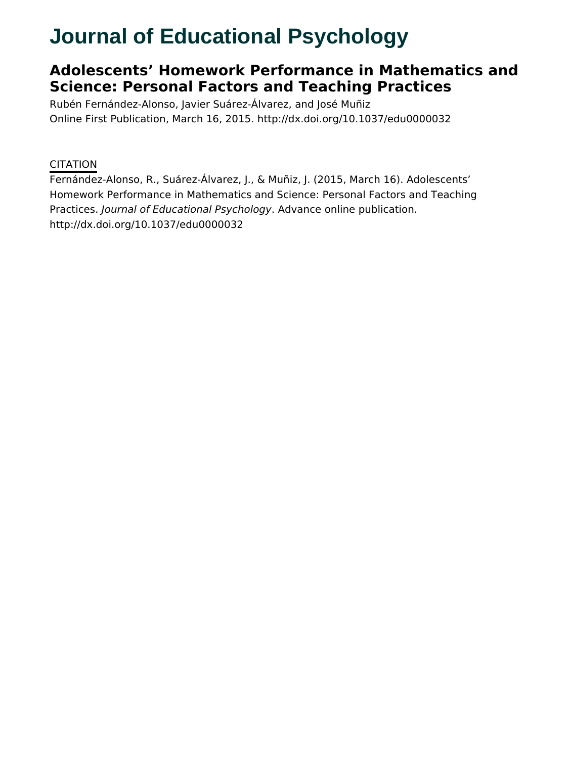# Journal of Educational Psychology

## Adolescents' Homework Performance in Mathematics and Science: Personal Factors and Teaching Practices

Rubén Fernández-Alonso, Javier Suárez-Álvarez, and José Muñiz

Online First Publication, March 16, 2015. http://dx.doi.org/10.1037/edu0000032

CITATION

Fernández-Alonso, R., Suárez-Álvarez, J., & Muñiz, J. (2015, March 16). Adolescents' Homework Performance in Mathematics and Science: Personal Factors and Teaching Practices. *Journal of Educational Psychology*. Advance online publication. http://dx.doi.org/10.1037/edu0000032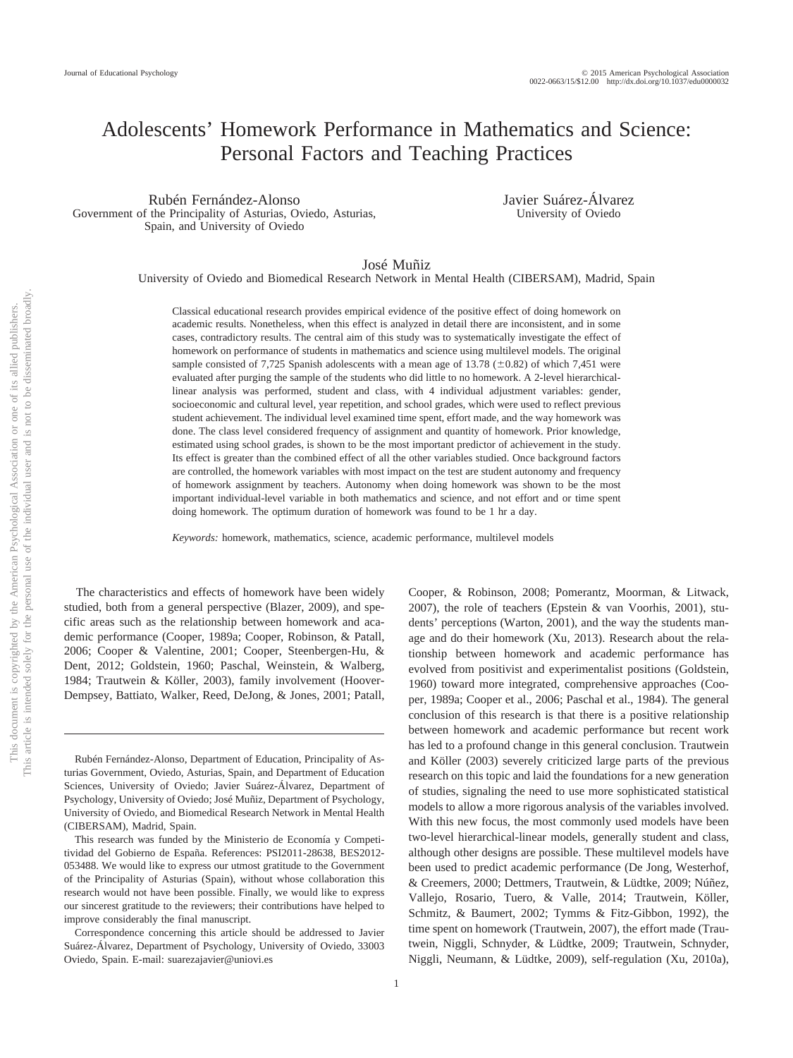# Adolescents' Homework Performance in Mathematics and Science: Personal Factors and Teaching Practices

Rubén Fernández-Alonso
Government of the Principality of Asturias, Oviedo, Asturias, Spain, and University of Oviedo

Javier Suárez-Álvarez
University of Oviedo

José Muñiz
University of Oviedo and Biomedical Research Network in Mental Health (CIBERSAM), Madrid, Spain

Classical educational research provides empirical evidence of the positive effect of doing homework on academic results. Nonetheless, when this effect is analyzed in detail there are inconsistent, and in some cases, contradictory results. The central aim of this study was to systematically investigate the effect of homework on performance of students in mathematics and science using multilevel models. The original sample consisted of 7,725 Spanish adolescents with a mean age of 13.78 (±0.82) of which 7,451 were evaluated after purging the sample of the students who did little to no homework. A 2-level hierarchical-linear analysis was performed, student and class, with 4 individual adjustment variables: gender, socioeconomic and cultural level, year repetition, and school grades, which were used to reflect previous student achievement. The individual level examined time spent, effort made, and the way homework was done. The class level considered frequency of assignment and quantity of homework. Prior knowledge, estimated using school grades, is shown to be the most important predictor of achievement in the study. Its effect is greater than the combined effect of all the other variables studied. Once background factors are controlled, the homework variables with most impact on the test are student autonomy and frequency of homework assignment by teachers. Autonomy when doing homework was shown to be the most important individual-level variable in both mathematics and science, and not effort and or time spent doing homework. The optimum duration of homework was found to be 1 hr a day.

*Keywords:* homework, mathematics, science, academic performance, multilevel models

The characteristics and effects of homework have been widely studied, both from a general perspective (Blazer, 2009), and specific areas such as the relationship between homework and academic performance (Cooper, 1989a; Cooper, Robinson, & Patall, 2006; Cooper & Valentine, 2001; Cooper, Steenbergen-Hu, & Dent, 2012; Goldstein, 1960; Paschal, Weinstein, & Walberg, 1984; Trautwein & Köller, 2003), family involvement (Hoover-Dempsey, Battiato, Walker, Reed, DeJong, & Jones, 2001; Patall, Cooper, & Robinson, 2008; Pomerantz, Moorman, & Litwack, 2007), the role of teachers (Epstein & van Voorhis, 2001), students' perceptions (Warton, 2001), and the way the students manage and do their homework (Xu, 2013). Research about the relationship between homework and academic performance has evolved from positivist and experimentalist positions (Goldstein, 1960) toward more integrated, comprehensive approaches (Cooper, 1989a; Cooper et al., 2006; Paschal et al., 1984). The general conclusion of this research is that there is a positive relationship between homework and academic performance but recent work has led to a profound change in this general conclusion. Trautwein and Köller (2003) severely criticized large parts of the previous research on this topic and laid the foundations for a new generation of studies, signaling the need to use more sophisticated statistical models to allow a more rigorous analysis of the variables involved. With this new focus, the most commonly used models have been two-level hierarchical-linear models, generally student and class, although other designs are possible. These multilevel models have been used to predict academic performance (De Jong, Westerhof, & Creemers, 2000; Dettmers, Trautwein, & Lüdtke, 2009; Núñez, Vallejo, Rosario, Tuero, & Valle, 2014; Trautwein, Köller, Schmitz, & Baumert, 2002; Tymms & Fitz-Gibbon, 1992), the time spent on homework (Trautwein, 2007), the effort made (Trautwein, Niggli, Schnyder, & Lüdtke, 2009; Trautwein, Schnyder, Niggli, Neumann, & Lüdtke, 2009), self-regulation (Xu, 2010a),

Rubén Fernández-Alonso, Department of Education, Principality of Asturias Government, Oviedo, Asturias, Spain, and Department of Education Sciences, University of Oviedo; Javier Suárez-Álvarez, Department of Psychology, University of Oviedo; José Muñiz, Department of Psychology, University of Oviedo, and Biomedical Research Network in Mental Health (CIBERSAM), Madrid, Spain.

This research was funded by the Ministerio de Economía y Competitividad del Gobierno de España. References: PSI2011-28638, BES2012-053488. We would like to express our utmost gratitude to the Government of the Principality of Asturias (Spain), without whose collaboration this research would not have been possible. Finally, we would like to express our sincerest gratitude to the reviewers; their contributions have helped to improve considerably the final manuscript.

Correspondence concerning this article should be addressed to Javier Suárez-Álvarez, Department of Psychology, University of Oviedo, 33003 Oviedo, Spain. E-mail: suarezajavier@uniovi.es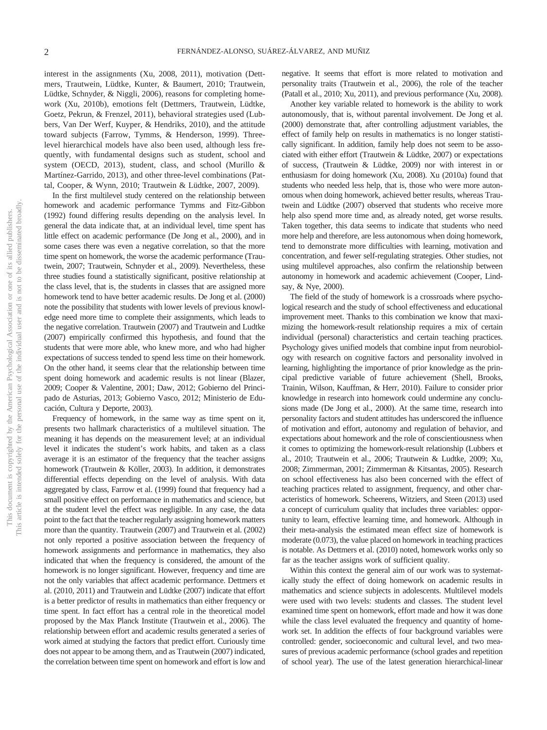interest in the assignments (Xu, 2008, 2011), motivation (Dettmers, Trautwein, Lüdtke, Kunter, & Baumert, 2010; Trautwein, Lüdtke, Schnyder, & Niggli, 2006), reasons for completing homework (Xu, 2010b), emotions felt (Dettmers, Trautwein, Lüdtke, Goetz, Pekrun, & Frenzel, 2011), behavioral strategies used (Lubbers, Van Der Werf, Kuyper, & Hendriks, 2010), and the attitude toward subjects (Farrow, Tymms, & Henderson, 1999). Three-level hierarchical models have also been used, although less frequently, with fundamental designs such as student, school and system (OECD, 2013), student, class, and school (Murillo & Martínez-Garrido, 2013), and other three-level combinations (Pattal, Cooper, & Wynn, 2010; Trautwein & Lüdtke, 2007, 2009).

In the first multilevel study centered on the relationship between homework and academic performance Tymms and Fitz-Gibbon (1992) found differing results depending on the analysis level. In general the data indicate that, at an individual level, time spent has little effect on academic performance (De Jong et al., 2000), and in some cases there was even a negative correlation, so that the more time spent on homework, the worse the academic performance (Trautwein, 2007; Trautwein, Schnyder et al., 2009). Nevertheless, these three studies found a statistically significant, positive relationship at the class level, that is, the students in classes that are assigned more homework tend to have better academic results. De Jong et al. (2000) note the possibility that students with lower levels of previous knowledge need more time to complete their assignments, which leads to the negative correlation. Trautwein (2007) and Trautwein and Ludtke (2007) empirically confirmed this hypothesis, and found that the students that were more able, who knew more, and who had higher expectations of success tended to spend less time on their homework. On the other hand, it seems clear that the relationship between time spent doing homework and academic results is not linear (Blazer, 2009; Cooper & Valentine, 2001; Daw, 2012; Gobierno del Principado de Asturias, 2013; Gobierno Vasco, 2012; Ministerio de Educación, Cultura y Deporte, 2003).

Frequency of homework, in the same way as time spent on it, presents two hallmark characteristics of a multilevel situation. The meaning it has depends on the measurement level; at an individual level it indicates the student's work habits, and taken as a class average it is an estimator of the frequency that the teacher assigns homework (Trautwein & Köller, 2003). In addition, it demonstrates differential effects depending on the level of analysis. With data aggregated by class, Farrow et al. (1999) found that frequency had a small positive effect on performance in mathematics and science, but at the student level the effect was negligible. In any case, the data point to the fact that the teacher regularly assigning homework matters more than the quantity. Trautwein (2007) and Trautwein et al. (2002) not only reported a positive association between the frequency of homework assignments and performance in mathematics, they also indicated that when the frequency is considered, the amount of the homework is no longer significant. However, frequency and time are not the only variables that affect academic performance. Dettmers et al. (2010, 2011) and Trautwein and Lüdtke (2007) indicate that effort is a better predictor of results in mathematics than either frequency or time spent. In fact effort has a central role in the theoretical model proposed by the Max Planck Institute (Trautwein et al., 2006). The relationship between effort and academic results generated a series of work aimed at studying the factors that predict effort. Curiously time does not appear to be among them, and as Trautwein (2007) indicated, the correlation between time spent on homework and effort is low and negative. It seems that effort is more related to motivation and personality traits (Trautwein et al., 2006), the role of the teacher (Patall et al., 2010; Xu, 2011), and previous performance (Xu, 2008).

Another key variable related to homework is the ability to work autonomously, that is, without parental involvement. De Jong et al. (2000) demonstrate that, after controlling adjustment variables, the effect of family help on results in mathematics is no longer statistically significant. In addition, family help does not seem to be associated with either effort (Trautwein & Lüdtke, 2007) or expectations of success, (Trautwein & Lüdtke, 2009) nor with interest in or enthusiasm for doing homework (Xu, 2008). Xu (2010a) found that students who needed less help, that is, those who were more autonomous when doing homework, achieved better results, whereas Trautwein and Lüdtke (2007) observed that students who receive more help also spend more time and, as already noted, get worse results. Taken together, this data seems to indicate that students who need more help and therefore, are less autonomous when doing homework, tend to demonstrate more difficulties with learning, motivation and concentration, and fewer self-regulating strategies. Other studies, not using multilevel approaches, also confirm the relationship between autonomy in homework and academic achievement (Cooper, Lindsay, & Nye, 2000).

The field of the study of homework is a crossroads where psychological research and the study of school effectiveness and educational improvement meet. Thanks to this combination we know that maximizing the homework-result relationship requires a mix of certain individual (personal) characteristics and certain teaching practices. Psychology gives unified models that combine input from neurobiology with research on cognitive factors and personality involved in learning, highlighting the importance of prior knowledge as the principal predictive variable of future achievement (Shell, Brooks, Trainin, Wilson, Kauffman, & Herr, 2010). Failure to consider prior knowledge in research into homework could undermine any conclusions made (De Jong et al., 2000). At the same time, research into personality factors and student attitudes has underscored the influence of motivation and effort, autonomy and regulation of behavior, and expectations about homework and the role of conscientiousness when it comes to optimizing the homework-result relationship (Lubbers et al., 2010; Trautwein et al., 2006; Trautwein & Ludtke, 2009; Xu, 2008; Zimmerman, 2001; Zimmerman & Kitsantas, 2005). Research on school effectiveness has also been concerned with the effect of teaching practices related to assignment, frequency, and other characteristics of homework. Scheerens, Witziers, and Steen (2013) used a concept of curriculum quality that includes three variables: opportunity to learn, effective learning time, and homework. Although in their meta-analysis the estimated mean effect size of homework is moderate (0.073), the value placed on homework in teaching practices is notable. As Dettmers et al. (2010) noted, homework works only so far as the teacher assigns work of sufficient quality.

Within this context the general aim of our work was to systematically study the effect of doing homework on academic results in mathematics and science subjects in adolescents. Multilevel models were used with two levels: students and classes. The student level examined time spent on homework, effort made and how it was done while the class level evaluated the frequency and quantity of homework set. In addition the effects of four background variables were controlled: gender, socioeconomic and cultural level, and two measures of previous academic performance (school grades and repetition of school year). The use of the latest generation hierarchical-linear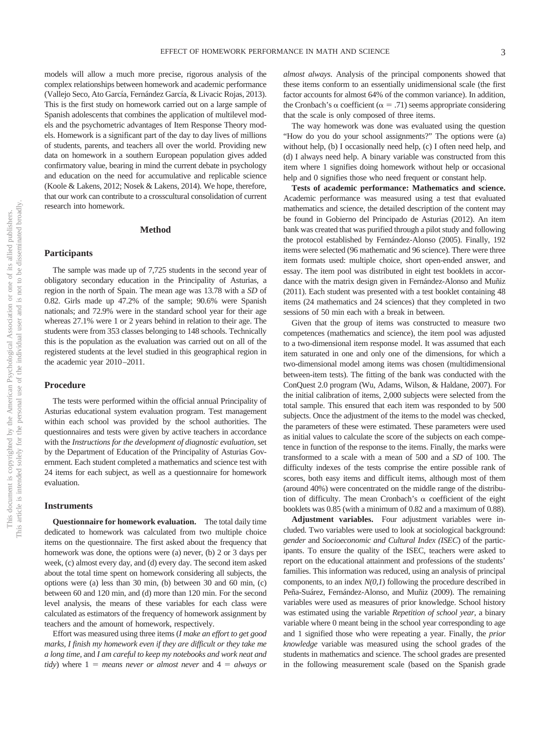models will allow a much more precise, rigorous analysis of the complex relationships between homework and academic performance (Vallejo Seco, Ato García, Fernández García, & Livacic Rojas, 2013). This is the first study on homework carried out on a large sample of Spanish adolescents that combines the application of multilevel models and the psychometric advantages of Item Response Theory models. Homework is a significant part of the day to day lives of millions of students, parents, and teachers all over the world. Providing new data on homework in a southern European population gives added confirmatory value, bearing in mind the current debate in psychology and education on the need for accumulative and replicable science (Koole & Lakens, 2012; Nosek & Lakens, 2014). We hope, therefore, that our work can contribute to a crosscultural consolidation of current research into homework.

## Method

### Participants

The sample was made up of 7,725 students in the second year of obligatory secondary education in the Principality of Asturias, a region in the north of Spain. The mean age was 13.78 with a *SD* of 0.82. Girls made up 47.2% of the sample; 90.6% were Spanish nationals; and 72.9% were in the standard school year for their age whereas 27.1% were 1 or 2 years behind in relation to their age. The students were from 353 classes belonging to 148 schools. Technically this is the population as the evaluation was carried out on all of the registered students at the level studied in this geographical region in the academic year 2010–2011.

### Procedure

The tests were performed within the official annual Principality of Asturias educational system evaluation program. Test management within each school was provided by the school authorities. The questionnaires and tests were given by active teachers in accordance with the *Instructions for the development of diagnostic evaluation*, set by the Department of Education of the Principality of Asturias Government. Each student completed a mathematics and science test with 24 items for each subject, as well as a questionnaire for homework evaluation.

### Instruments

**Questionnaire for homework evaluation.** The total daily time dedicated to homework was calculated from two multiple choice items on the questionnaire. The first asked about the frequency that homework was done, the options were (a) never, (b) 2 or 3 days per week, (c) almost every day, and (d) every day. The second item asked about the total time spent on homework considering all subjects, the options were (a) less than 30 min, (b) between 30 and 60 min, (c) between 60 and 120 min, and (d) more than 120 min. For the second level analysis, the means of these variables for each class were calculated as estimators of the frequency of homework assignment by teachers and the amount of homework, respectively.

Effort was measured using three items (*I make an effort to get good marks*, *I finish my homework even if they are difficult or they take me a long time*, and *I am careful to keep my notebooks and work neat and tidy*) where 1 = *means never or almost never* and 4 = *always or almost always*. Analysis of the principal components showed that these items conform to an essentially unidimensional scale (the first factor accounts for almost 64% of the common variance). In addition, the Cronbach's α coefficient (α = .71) seems appropriate considering that the scale is only composed of three items.

The way homework was done was evaluated using the question "How do you do your school assignments?" The options were (a) without help, (b) I occasionally need help, (c) I often need help, and (d) I always need help. A binary variable was constructed from this item where 1 signifies doing homework without help or occasional help and 0 signifies those who need frequent or constant help.

**Tests of academic performance: Mathematics and science.** Academic performance was measured using a test that evaluated mathematics and science, the detailed description of the content may be found in Gobierno del Principado de Asturias (2012). An item bank was created that was purified through a pilot study and following the protocol established by Fernández-Alonso (2005). Finally, 192 items were selected (96 mathematic and 96 science). There were three item formats used: multiple choice, short open-ended answer, and essay. The item pool was distributed in eight test booklets in accordance with the matrix design given in Fernández-Alonso and Muñiz (2011). Each student was presented with a test booklet containing 48 items (24 mathematics and 24 sciences) that they completed in two sessions of 50 min each with a break in between.

Given that the group of items was constructed to measure two competences (mathematics and science), the item pool was adjusted to a two-dimensional item response model. It was assumed that each item saturated in one and only one of the dimensions, for which a two-dimensional model among items was chosen (multidimensional between-item tests). The fitting of the bank was conducted with the ConQuest 2.0 program (Wu, Adams, Wilson, & Haldane, 2007). For the initial calibration of items, 2,000 subjects were selected from the total sample. This ensured that each item was responded to by 500 subjects. Once the adjustment of the items to the model was checked, the parameters of these were estimated. These parameters were used as initial values to calculate the score of the subjects on each competence in function of the response to the items. Finally, the marks were transformed to a scale with a mean of 500 and a *SD* of 100. The difficulty indexes of the tests comprise the entire possible rank of scores, both easy items and difficult items, although most of them (around 40%) were concentrated on the middle range of the distribution of difficulty. The mean Cronbach's α coefficient of the eight booklets was 0.85 (with a minimum of 0.82 and a maximum of 0.88).

**Adjustment variables.** Four adjustment variables were included. Two variables were used to look at sociological background: *gender* and *Socioeconomic and Cultural Index (ISEC)* of the participants. To ensure the quality of the ISEC, teachers were asked to report on the educational attainment and professions of the students' families. This information was reduced, using an analysis of principal components, to an index $N(0,1)$ following the procedure described in Peña-Suárez, Fernández-Alonso, and Muñiz (2009). The remaining variables were used as measures of prior knowledge. School history was estimated using the variable *Repetition of school year*, a binary variable where 0 meant being in the school year corresponding to age and 1 signified those who were repeating a year. Finally, the *prior knowledge* variable was measured using the school grades of the students in mathematics and science. The school grades are presented in the following measurement scale (based on the Spanish grade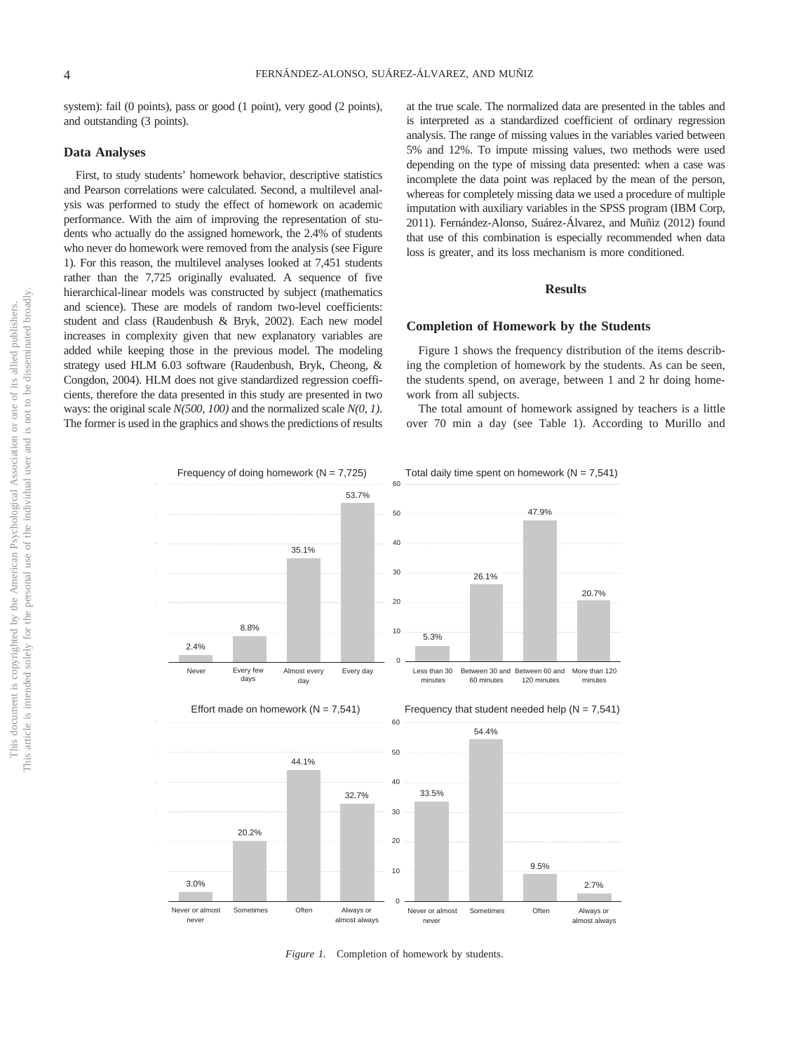system): fail (0 points), pass or good (1 point), very good (2 points), and outstanding (3 points).

## Data Analyses

First, to study students' homework behavior, descriptive statistics and Pearson correlations were calculated. Second, a multilevel analysis was performed to study the effect of homework on academic performance. With the aim of improving the representation of students who actually do the assigned homework, the 2.4% of students who never do homework were removed from the analysis (see Figure 1). For this reason, the multilevel analyses looked at 7,451 students rather than the 7,725 originally evaluated. A sequence of five hierarchical-linear models was constructed by subject (mathematics and science). These are models of random two-level coefficients: student and class (Raudenbush & Bryk, 2002). Each new model increases in complexity given that new explanatory variables are added while keeping those in the previous model. The modeling strategy used HLM 6.03 software (Raudenbush, Bryk, Cheong, & Congdon, 2004). HLM does not give standardized regression coefficients, therefore the data presented in this study are presented in two ways: the original scale *N(500, 100)* and the normalized scale *N(0, 1)*. The former is used in the graphics and shows the predictions of results at the true scale. The normalized data are presented in the tables and is interpreted as a standardized coefficient of ordinary regression analysis. The range of missing values in the variables varied between 5% and 12%. To impute missing values, two methods were used depending on the type of missing data presented: when a case was incomplete the data point was replaced by the mean of the person, whereas for completely missing data we used a procedure of multiple imputation with auxiliary variables in the SPSS program (IBM Corp, 2011). Fernández-Alonso, Suárez-Álvarez, and Muñiz (2012) found that use of this combination is especially recommended when data loss is greater, and its loss mechanism is more conditioned.

# Results

## Completion of Homework by the Students

Figure 1 shows the frequency distribution of the items describing the completion of homework by the students. As can be seen, the students spend, on average, between 1 and 2 hr doing homework from all subjects.

The total amount of homework assigned by teachers is a little over 70 min a day (see Table 1). According to Murillo and

Frequency of doing homework (N = 7,725)

| Never | Every few days | Almost every day | Every day |
|---|---|---|---|
| 2.4% | 8.8% | 35.1% | 53.7% |

Total daily time spent on homework (N = 7,541)

| Less than 30 minutes | Between 30 and 60 minutes | Between 60 and 120 minutes | More than 120 minutes |
|---|---|---|---|
| 5.3% | 26.1% | 47.9% | 20.7% |

Effort made on homework (N = 7,541)

| Never or almost never | Sometimes | Often | Always or almost always |
|---|---|---|---|
| 3.0% | 20.2% | 44.1% | 32.7% |

Frequency that student needed help (N = 7,541)

| Never or almost never | Sometimes | Often | Always or almost always |
|---|---|---|---|
| 33.5% | 54.4% | 9.5% | 2.7% |

*Figure 1.* Completion of homework by students.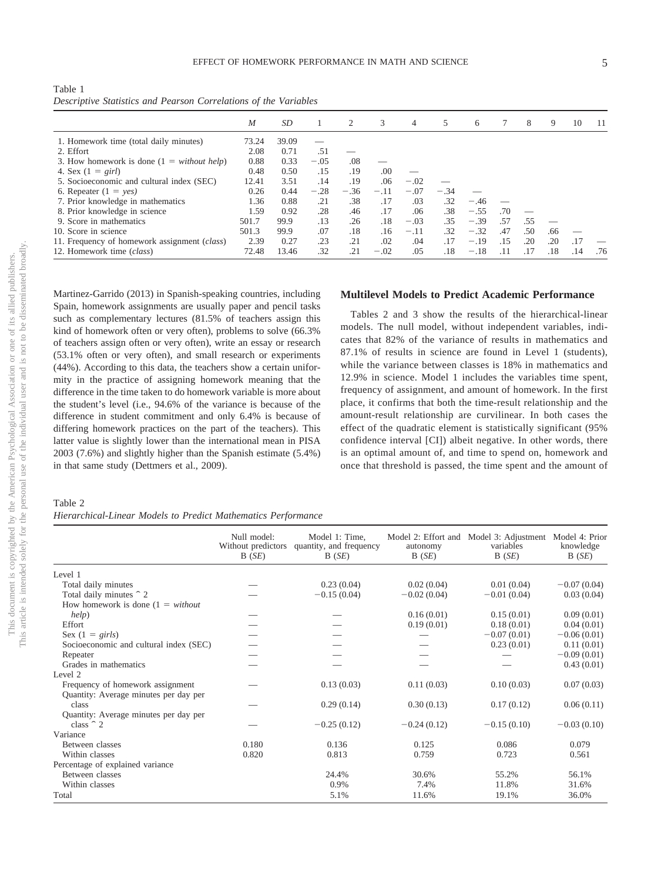Table 1
*Descriptive Statistics and Pearson Correlations of the Variables*

| | *M* | *SD* | 1 | 2 | 3 | 4 | 5 | 6 | 7 | 8 | 9 | 10 | 11 |
|---|---|---|---|---|---|---|---|---|---|---|---|---|---|
| 1. Homework time (total daily minutes) | 73.24 | 39.09 | — | | | | | | | | | | |
| 2. Effort | 2.08 | 0.71 | .51 | — | | | | | | | | | |
| 3. How homework is done (1 = *without help*) | 0.88 | 0.33 | −.05 | .08 | — | | | | | | | | |
| 4. Sex (1 = *girl*) | 0.48 | 0.50 | .15 | .19 | .00 | — | | | | | | | |
| 5. Socioeconomic and cultural index (SEC) | 12.41 | 3.51 | .14 | .19 | .06 | −.02 | — | | | | | | |
| 6. Repeater (1 = *yes)* | 0.26 | 0.44 | −.28 | −.36 | −.11 | −.07 | −.34 | — | | | | | |
| 7. Prior knowledge in mathematics | 1.36 | 0.88 | .21 | .38 | .17 | .03 | .32 | −.46 | — | | | | |
| 8. Prior knowledge in science | 1.59 | 0.92 | .28 | .46 | .17 | .06 | .38 | −.55 | .70 | — | | | |
| 9. Score in mathematics | 501.7 | 99.9 | .13 | .26 | .18 | −.03 | .35 | −.39 | .57 | .55 | — | | |
| 10. Score in science | 501.3 | 99.9 | .07 | .18 | .16 | −.11 | .32 | −.32 | .47 | .50 | .66 | — | |
| 11. Frequency of homework assignment (*class*) | 2.39 | 0.27 | .23 | .21 | .02 | .04 | .17 | −.19 | .15 | .20 | .20 | .17 | — |
| 12. Homework time (*class*) | 72.48 | 13.46 | .32 | .21 | −.02 | .05 | .18 | −.18 | .11 | .17 | .18 | .14 | .76 |

Martinez-Garrido (2013) in Spanish-speaking countries, including Spain, homework assignments are usually paper and pencil tasks such as complementary lectures (81.5% of teachers assign this kind of homework often or very often), problems to solve (66.3% of teachers assign often or very often), write an essay or research (53.1% often or very often), and small research or experiments (44%). According to this data, the teachers show a certain uniformity in the practice of assigning homework meaning that the difference in the time taken to do homework variable is more about the student's level (i.e., 94.6% of the variance is because of the difference in student commitment and only 6.4% is because of differing homework practices on the part of the teachers). This latter value is slightly lower than the international mean in PISA 2003 (7.6%) and slightly higher than the Spanish estimate (5.4%) in that same study (Dettmers et al., 2009).

## Multilevel Models to Predict Academic Performance

Tables 2 and 3 show the results of the hierarchical-linear models. The null model, without independent variables, indicates that 82% of the variance of results in mathematics and 87.1% of results in science are found in Level 1 (students), while the variance between classes is 18% in mathematics and 12.9% in science. Model 1 includes the variables time spent, frequency of assignment, and amount of homework. In the first place, it confirms that both the time-result relationship and the amount-result relationship are curvilinear. In both cases the effect of the quadratic element is statistically significant (95% confidence interval [CI]) albeit negative. In other words, there is an optimal amount of, and time to spend on, homework and once that threshold is passed, the time spent and the amount of

Table 2
*Hierarchical-Linear Models to Predict Mathematics Performance*

| | Null model: Without predictors B (*SE*) | Model 1: Time, quantity, and frequency B (*SE*) | Model 2: Effort and autonomy B (*SE*) | Model 3: Adjustment variables B (*SE*) | Model 4: Prior knowledge B (*SE*) |
|---|---|---|---|---|---|
| Level 1 | | | | | |
| Total daily minutes | — | 0.23 (0.04) | 0.02 (0.04) | 0.01 (0.04) | −0.07 (0.04) |
| Total daily minutes ^ 2 | — | −0.15 (0.04) | −0.02 (0.04) | −0.01 (0.04) | 0.03 (0.04) |
| How homework is done (1 = *without help*) | — | — | 0.16 (0.01) | 0.15 (0.01) | 0.09 (0.01) |
| Effort | — | — | 0.19 (0.01) | 0.18 (0.01) | 0.04 (0.01) |
| Sex (1 = *girls*) | — | — | — | −0.07 (0.01) | −0.06 (0.01) |
| Socioeconomic and cultural index (SEC) | — | — | — | 0.23 (0.01) | 0.11 (0.01) |
| Repeater | — | — | — | — | −0.09 (0.01) |
| Grades in mathematics | — | — | — | — | 0.43 (0.01) |
| Level 2 | | | | | |
| Frequency of homework assignment | — | 0.13 (0.03) | 0.11 (0.03) | 0.10 (0.03) | 0.07 (0.03) |
| Quantity: Average minutes per day per class | — | 0.29 (0.14) | 0.30 (0.13) | 0.17 (0.12) | 0.06 (0.11) |
| Quantity: Average minutes per day per class ^ 2 | — | −0.25 (0.12) | −0.24 (0.12) | −0.15 (0.10) | −0.03 (0.10) |
| Variance | | | | | |
| Between classes | 0.180 | 0.136 | 0.125 | 0.086 | 0.079 |
| Within classes | 0.820 | 0.813 | 0.759 | 0.723 | 0.561 |
| Percentage of explained variance | | | | | |
| Between classes | | 24.4% | 30.6% | 55.2% | 56.1% |
| Within classes | | 0.9% | 7.4% | 11.8% | 31.6% |
| Total | | 5.1% | 11.6% | 19.1% | 36.0% |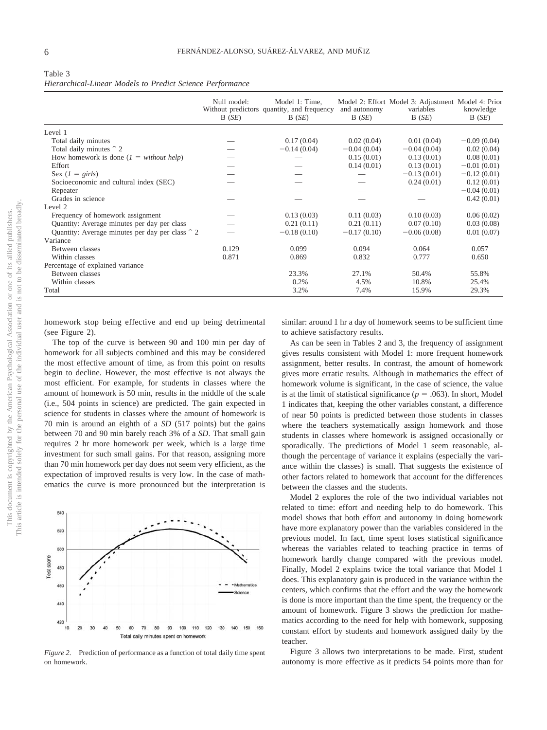Table 3
*Hierarchical-Linear Models to Predict Science Performance*

| | Null model: Without predictors B (*SE*) | Model 1: Time, quantity, and frequency B (*SE*) | Model 2: Effort and autonomy B (*SE*) | Model 3: Adjustment variables B (*SE*) | Model 4: Prior knowledge B (*SE*) |
|---|---|---|---|---|---|
| Level 1 | | | | | |
| Total daily minutes | — | 0.17 (0.04) | 0.02 (0.04) | 0.01 (0.04) | −0.09 (0.04) |
| Total daily minutes ^ 2 | — | −0.14 (0.04) | −0.04 (0.04) | −0.04 (0.04) | 0.02 (0.04) |
| How homework is done (*1 = without help*) | — | — | 0.15 (0.01) | 0.13 (0.01) | 0.08 (0.01) |
| Effort | — | — | 0.14 (0.01) | 0.13 (0.01) | −0.01 (0.01) |
| Sex (*1 = girls*) | — | — | — | −0.13 (0.01) | −0.12 (0.01) |
| Socioeconomic and cultural index (SEC) | — | — | — | 0.24 (0.01) | 0.12 (0.01) |
| Repeater | — | — | — | — | −0.04 (0.01) |
| Grades in science | — | — | — | — | 0.42 (0.01) |
| Level 2 | | | | | |
| Frequency of homework assignment | — | 0.13 (0.03) | 0.11 (0.03) | 0.10 (0.03) | 0.06 (0.02) |
| Quantity: Average minutes per day per class | — | 0.21 (0.11) | 0.21 (0.11) | 0.07 (0.10) | 0.03 (0.08) |
| Quantity: Average minutes per day per class ^ 2 | — | −0.18 (0.10) | −0.17 (0.10) | −0.06 (0.08) | 0.01 (0.07) |
| Variance | | | | | |
| Between classes | 0.129 | 0.099 | 0.094 | 0.064 | 0.057 |
| Within classes | 0.871 | 0.869 | 0.832 | 0.777 | 0.650 |
| Percentage of explained variance | | | | | |
| Between classes | | 23.3% | 27.1% | 50.4% | 55.8% |
| Within classes | | 0.2% | 4.5% | 10.8% | 25.4% |
| Total | | 3.2% | 7.4% | 15.9% | 29.3% |

homework stop being effective and end up being detrimental (see Figure 2).

The top of the curve is between 90 and 100 min per day of homework for all subjects combined and this may be considered the most effective amount of time, as from this point on results begin to decline. However, the most effective is not always the most efficient. For example, for students in classes where the amount of homework is 50 min, results in the middle of the scale (i.e., 504 points in science) are predicted. The gain expected in science for students in classes where the amount of homework is 70 min is around an eighth of a *SD* (517 points) but the gains between 70 and 90 min barely reach 3% of a *SD*. That small gain requires 2 hr more homework per week, which is a large time investment for such small gains. For that reason, assigning more than 70 min homework per day does not seem very efficient, as the expectation of improved results is very low. In the case of mathematics the curve is more pronounced but the interpretation is similar: around 1 hr a day of homework seems to be sufficient time to achieve satisfactory results.

*Figure 2.* Prediction of performance as a function of total daily time spent on homework.

As can be seen in Tables 2 and 3, the frequency of assignment gives results consistent with Model 1: more frequent homework assignment, better results. In contrast, the amount of homework gives more erratic results. Although in mathematics the effect of homework volume is significant, in the case of science, the value is at the limit of statistical significance ($p = .063$). In short, Model 1 indicates that, keeping the other variables constant, a difference of near 50 points is predicted between those students in classes where the teachers systematically assign homework and those students in classes where homework is assigned occasionally or sporadically. The predictions of Model 1 seem reasonable, although the percentage of variance it explains (especially the variance within the classes) is small. That suggests the existence of other factors related to homework that account for the differences between the classes and the students.

Model 2 explores the role of the two individual variables not related to time: effort and needing help to do homework. This model shows that both effort and autonomy in doing homework have more explanatory power than the variables considered in the previous model. In fact, time spent loses statistical significance whereas the variables related to teaching practice in terms of homework hardly change compared with the previous model. Finally, Model 2 explains twice the total variance that Model 1 does. This explanatory gain is produced in the variance within the centers, which confirms that the effort and the way the homework is done is more important than the time spent, the frequency or the amount of homework. Figure 3 shows the prediction for mathematics according to the need for help with homework, supposing constant effort by students and homework assigned daily by the teacher.

Figure 3 allows two interpretations to be made. First, student autonomy is more effective as it predicts 54 points more than for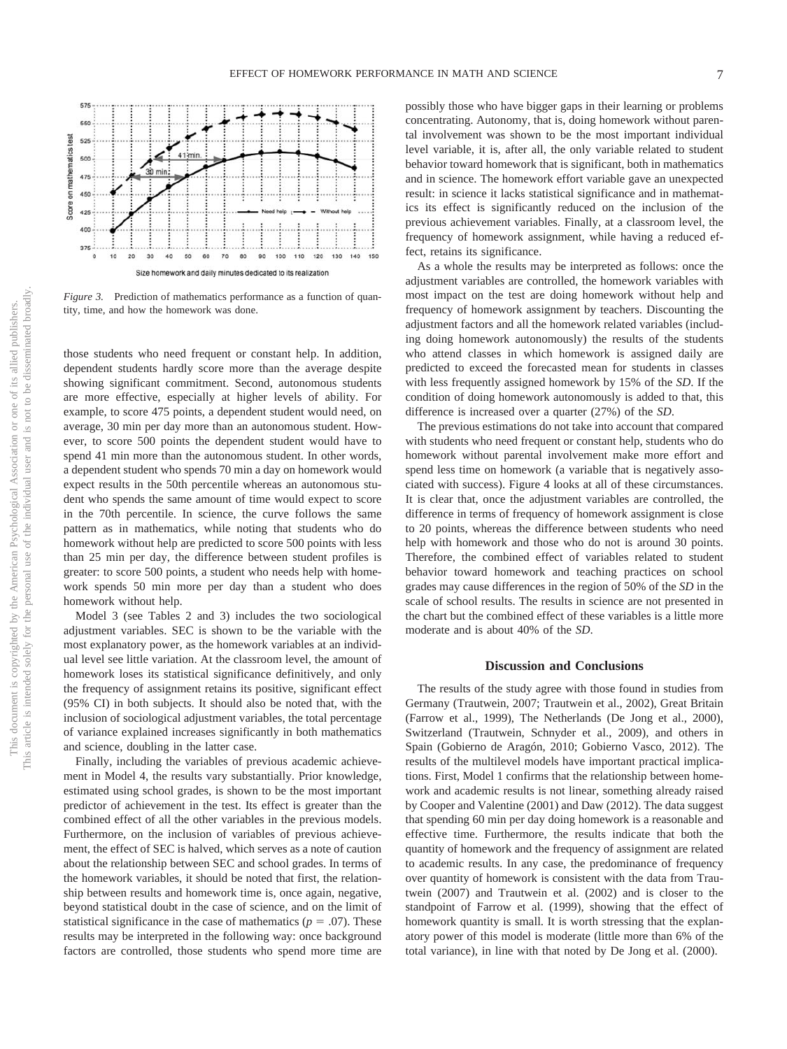*Figure 3.* Prediction of mathematics performance as a function of quantity, time, and how the homework was done.

those students who need frequent or constant help. In addition, dependent students hardly score more than the average despite showing significant commitment. Second, autonomous students are more effective, especially at higher levels of ability. For example, to score 475 points, a dependent student would need, on average, 30 min per day more than an autonomous student. However, to score 500 points the dependent student would have to spend 41 min more than the autonomous student. In other words, a dependent student who spends 70 min a day on homework would expect results in the 50th percentile whereas an autonomous student who spends the same amount of time would expect to score in the 70th percentile. In science, the curve follows the same pattern as in mathematics, while noting that students who do homework without help are predicted to score 500 points with less than 25 min per day, the difference between student profiles is greater: to score 500 points, a student who needs help with homework spends 50 min more per day than a student who does homework without help.

Model 3 (see Tables 2 and 3) includes the two sociological adjustment variables. SEC is shown to be the variable with the most explanatory power, as the homework variables at an individual level see little variation. At the classroom level, the amount of homework loses its statistical significance definitively, and only the frequency of assignment retains its positive, significant effect (95% CI) in both subjects. It should also be noted that, with the inclusion of sociological adjustment variables, the total percentage of variance explained increases significantly in both mathematics and science, doubling in the latter case.

Finally, including the variables of previous academic achievement in Model 4, the results vary substantially. Prior knowledge, estimated using school grades, is shown to be the most important predictor of achievement in the test. Its effect is greater than the combined effect of all the other variables in the previous models. Furthermore, on the inclusion of variables of previous achievement, the effect of SEC is halved, which serves as a note of caution about the relationship between SEC and school grades. In terms of the homework variables, it should be noted that first, the relationship between results and homework time is, once again, negative, beyond statistical doubt in the case of science, and on the limit of statistical significance in the case of mathematics ($p = .07$). These results may be interpreted in the following way: once background factors are controlled, those students who spend more time are possibly those who have bigger gaps in their learning or problems concentrating. Autonomy, that is, doing homework without parental involvement was shown to be the most important individual level variable, it is, after all, the only variable related to student behavior toward homework that is significant, both in mathematics and in science. The homework effort variable gave an unexpected result: in science it lacks statistical significance and in mathematics its effect is significantly reduced on the inclusion of the previous achievement variables. Finally, at a classroom level, the frequency of homework assignment, while having a reduced effect, retains its significance.

As a whole the results may be interpreted as follows: once the adjustment variables are controlled, the homework variables with most impact on the test are doing homework without help and frequency of homework assignment by teachers. Discounting the adjustment factors and all the homework related variables (including doing homework autonomously) the results of the students who attend classes in which homework is assigned daily are predicted to exceed the forecasted mean for students in classes with less frequently assigned homework by 15% of the *SD*. If the condition of doing homework autonomously is added to that, this difference is increased over a quarter (27%) of the *SD*.

The previous estimations do not take into account that compared with students who need frequent or constant help, students who do homework without parental involvement make more effort and spend less time on homework (a variable that is negatively associated with success). Figure 4 looks at all of these circumstances. It is clear that, once the adjustment variables are controlled, the difference in terms of frequency of homework assignment is close to 20 points, whereas the difference between students who need help with homework and those who do not is around 30 points. Therefore, the combined effect of variables related to student behavior toward homework and teaching practices on school grades may cause differences in the region of 50% of the *SD* in the scale of school results. The results in science are not presented in the chart but the combined effect of these variables is a little more moderate and is about 40% of the *SD*.

## Discussion and Conclusions

The results of the study agree with those found in studies from Germany (Trautwein, 2007; Trautwein et al., 2002), Great Britain (Farrow et al., 1999), The Netherlands (De Jong et al., 2000), Switzerland (Trautwein, Schnyder et al., 2009), and others in Spain (Gobierno de Aragón, 2010; Gobierno Vasco, 2012). The results of the multilevel models have important practical implications. First, Model 1 confirms that the relationship between homework and academic results is not linear, something already raised by Cooper and Valentine (2001) and Daw (2012). The data suggest that spending 60 min per day doing homework is a reasonable and effective time. Furthermore, the results indicate that both the quantity of homework and the frequency of assignment are related to academic results. In any case, the predominance of frequency over quantity of homework is consistent with the data from Trautwein (2007) and Trautwein et al. (2002) and is closer to the standpoint of Farrow et al. (1999), showing that the effect of homework quantity is small. It is worth stressing that the explanatory power of this model is moderate (little more than 6% of the total variance), in line with that noted by De Jong et al. (2000).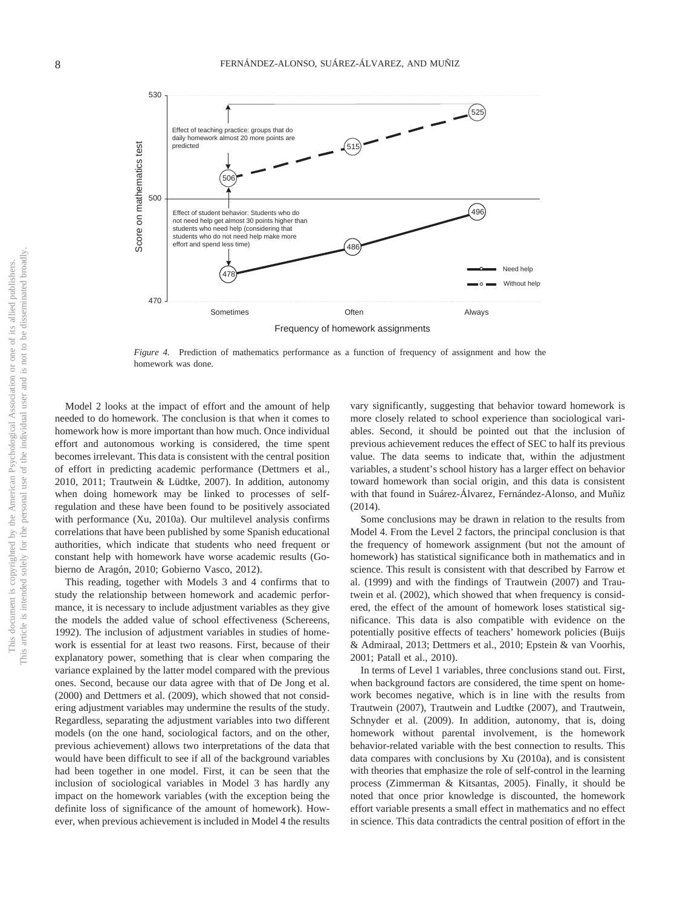*Figure 4.* Prediction of mathematics performance as a function of frequency of assignment and how the homework was done.

Model 2 looks at the impact of effort and the amount of help needed to do homework. The conclusion is that when it comes to homework how is more important than how much. Once individual effort and autonomous working is considered, the time spent becomes irrelevant. This data is consistent with the central position of effort in predicting academic performance (Dettmers et al., 2010, 2011; Trautwein & Lüdtke, 2007). In addition, autonomy when doing homework may be linked to processes of self-regulation and these have been found to be positively associated with performance (Xu, 2010a). Our multilevel analysis confirms correlations that have been published by some Spanish educational authorities, which indicate that students who need frequent or constant help with homework have worse academic results (Gobierno de Aragón, 2010; Gobierno Vasco, 2012).

This reading, together with Models 3 and 4 confirms that to study the relationship between homework and academic performance, it is necessary to include adjustment variables as they give the models the added value of school effectiveness (Schereens, 1992). The inclusion of adjustment variables in studies of homework is essential for at least two reasons. First, because of their explanatory power, something that is clear when comparing the variance explained by the latter model compared with the previous ones. Second, because our data agree with that of De Jong et al. (2000) and Dettmers et al. (2009), which showed that not considering adjustment variables may undermine the results of the study. Regardless, separating the adjustment variables into two different models (on the one hand, sociological factors, and on the other, previous achievement) allows two interpretations of the data that would have been difficult to see if all of the background variables had been together in one model. First, it can be seen that the inclusion of sociological variables in Model 3 has hardly any impact on the homework variables (with the exception being the definite loss of significance of the amount of homework). However, when previous achievement is included in Model 4 the results vary significantly, suggesting that behavior toward homework is more closely related to school experience than sociological variables. Second, it should be pointed out that the inclusion of previous achievement reduces the effect of SEC to half its previous value. The data seems to indicate that, within the adjustment variables, a student's school history has a larger effect on behavior toward homework than social origin, and this data is consistent with that found in Suárez-Álvarez, Fernández-Alonso, and Muñiz (2014).

Some conclusions may be drawn in relation to the results from Model 4. From the Level 2 factors, the principal conclusion is that the frequency of homework assignment (but not the amount of homework) has statistical significance both in mathematics and in science. This result is consistent with that described by Farrow et al. (1999) and with the findings of Trautwein (2007) and Trautwein et al. (2002), which showed that when frequency is considered, the effect of the amount of homework loses statistical significance. This data is also compatible with evidence on the potentially positive effects of teachers' homework policies (Buijs & Admiraal, 2013; Dettmers et al., 2010; Epstein & van Voorhis, 2001; Patall et al., 2010).

In terms of Level 1 variables, three conclusions stand out. First, when background factors are considered, the time spent on homework becomes negative, which is in line with the results from Trautwein (2007), Trautwein and Ludtke (2007), and Trautwein, Schnyder et al. (2009). In addition, autonomy, that is, doing homework without parental involvement, is the homework behavior-related variable with the best connection to results. This data compares with conclusions by Xu (2010a), and is consistent with theories that emphasize the role of self-control in the learning process (Zimmerman & Kitsantas, 2005). Finally, it should be noted that once prior knowledge is discounted, the homework effort variable presents a small effect in mathematics and no effect in science. This data contradicts the central position of effort in the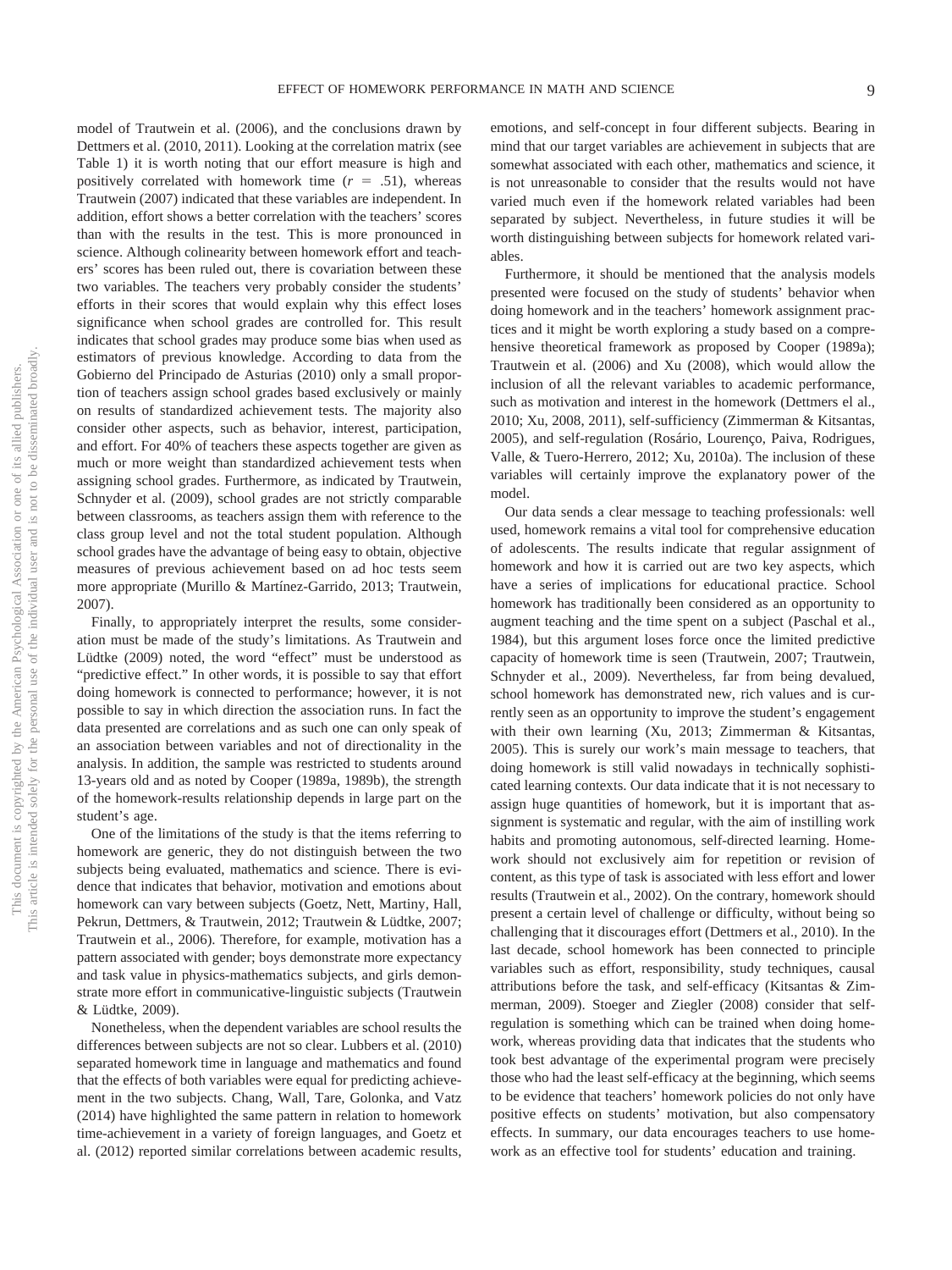model of Trautwein et al. (2006), and the conclusions drawn by Dettmers et al. (2010, 2011). Looking at the correlation matrix (see Table 1) it is worth noting that our effort measure is high and positively correlated with homework time ($r$ = .51), whereas Trautwein (2007) indicated that these variables are independent. In addition, effort shows a better correlation with the teachers' scores than with the results in the test. This is more pronounced in science. Although colinearity between homework effort and teachers' scores has been ruled out, there is covariation between these two variables. The teachers very probably consider the students' efforts in their scores that would explain why this effect loses significance when school grades are controlled for. This result indicates that school grades may produce some bias when used as estimators of previous knowledge. According to data from the Gobierno del Principado de Asturias (2010) only a small proportion of teachers assign school grades based exclusively or mainly on results of standardized achievement tests. The majority also consider other aspects, such as behavior, interest, participation, and effort. For 40% of teachers these aspects together are given as much or more weight than standardized achievement tests when assigning school grades. Furthermore, as indicated by Trautwein, Schnyder et al. (2009), school grades are not strictly comparable between classrooms, as teachers assign them with reference to the class group level and not the total student population. Although school grades have the advantage of being easy to obtain, objective measures of previous achievement based on ad hoc tests seem more appropriate (Murillo & Martínez-Garrido, 2013; Trautwein, 2007).

Finally, to appropriately interpret the results, some consideration must be made of the study's limitations. As Trautwein and Lüdtke (2009) noted, the word "effect" must be understood as "predictive effect." In other words, it is possible to say that effort doing homework is connected to performance; however, it is not possible to say in which direction the association runs. In fact the data presented are correlations and as such one can only speak of an association between variables and not of directionality in the analysis. In addition, the sample was restricted to students around 13-years old and as noted by Cooper (1989a, 1989b), the strength of the homework-results relationship depends in large part on the student's age.

One of the limitations of the study is that the items referring to homework are generic, they do not distinguish between the two subjects being evaluated, mathematics and science. There is evidence that indicates that behavior, motivation and emotions about homework can vary between subjects (Goetz, Nett, Martiny, Hall, Pekrun, Dettmers, & Trautwein, 2012; Trautwein & Lüdtke, 2007; Trautwein et al., 2006). Therefore, for example, motivation has a pattern associated with gender; boys demonstrate more expectancy and task value in physics-mathematics subjects, and girls demonstrate more effort in communicative-linguistic subjects (Trautwein & Lüdtke, 2009).

Nonetheless, when the dependent variables are school results the differences between subjects are not so clear. Lubbers et al. (2010) separated homework time in language and mathematics and found that the effects of both variables were equal for predicting achievement in the two subjects. Chang, Wall, Tare, Golonka, and Vatz (2014) have highlighted the same pattern in relation to homework time-achievement in a variety of foreign languages, and Goetz et al. (2012) reported similar correlations between academic results, emotions, and self-concept in four different subjects. Bearing in mind that our target variables are achievement in subjects that are somewhat associated with each other, mathematics and science, it is not unreasonable to consider that the results would not have varied much even if the homework related variables had been separated by subject. Nevertheless, in future studies it will be worth distinguishing between subjects for homework related variables.

Furthermore, it should be mentioned that the analysis models presented were focused on the study of students' behavior when doing homework and in the teachers' homework assignment practices and it might be worth exploring a study based on a comprehensive theoretical framework as proposed by Cooper (1989a); Trautwein et al. (2006) and Xu (2008), which would allow the inclusion of all the relevant variables to academic performance, such as motivation and interest in the homework (Dettmers el al., 2010; Xu, 2008, 2011), self-sufficiency (Zimmerman & Kitsantas, 2005), and self-regulation (Rosário, Lourenço, Paiva, Rodrigues, Valle, & Tuero-Herrero, 2012; Xu, 2010a). The inclusion of these variables will certainly improve the explanatory power of the model.

Our data sends a clear message to teaching professionals: well used, homework remains a vital tool for comprehensive education of adolescents. The results indicate that regular assignment of homework and how it is carried out are two key aspects, which have a series of implications for educational practice. School homework has traditionally been considered as an opportunity to augment teaching and the time spent on a subject (Paschal et al., 1984), but this argument loses force once the limited predictive capacity of homework time is seen (Trautwein, 2007; Trautwein, Schnyder et al., 2009). Nevertheless, far from being devalued, school homework has demonstrated new, rich values and is currently seen as an opportunity to improve the student's engagement with their own learning (Xu, 2013; Zimmerman & Kitsantas, 2005). This is surely our work's main message to teachers, that doing homework is still valid nowadays in technically sophisticated learning contexts. Our data indicate that it is not necessary to assign huge quantities of homework, but it is important that assignment is systematic and regular, with the aim of instilling work habits and promoting autonomous, self-directed learning. Homework should not exclusively aim for repetition or revision of content, as this type of task is associated with less effort and lower results (Trautwein et al., 2002). On the contrary, homework should present a certain level of challenge or difficulty, without being so challenging that it discourages effort (Dettmers et al., 2010). In the last decade, school homework has been connected to principle variables such as effort, responsibility, study techniques, causal attributions before the task, and self-efficacy (Kitsantas & Zimmerman, 2009). Stoeger and Ziegler (2008) consider that self-regulation is something which can be trained when doing homework, whereas providing data that indicates that the students who took best advantage of the experimental program were precisely those who had the least self-efficacy at the beginning, which seems to be evidence that teachers' homework policies do not only have positive effects on students' motivation, but also compensatory effects. In summary, our data encourages teachers to use homework as an effective tool for students' education and training.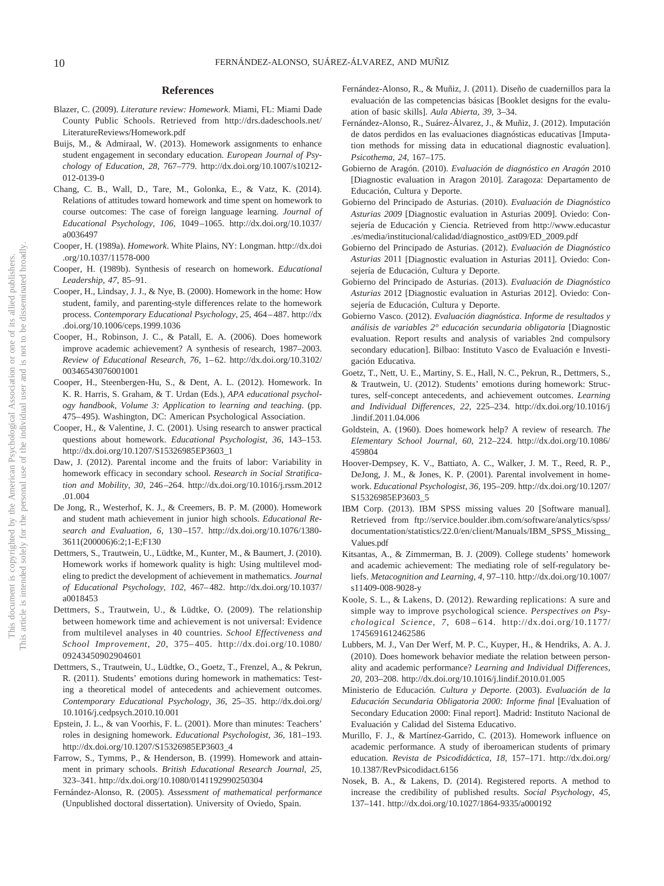## References

Blazer, C. (2009). *Literature review: Homework*. Miami, FL: Miami Dade County Public Schools. Retrieved from http://drs.dadeschools.net/LiteratureReviews/Homework.pdf

Buijs, M., & Admiraal, W. (2013). Homework assignments to enhance student engagement in secondary education. *European Journal of Psychology of Education, 28,* 767–779. http://dx.doi.org/10.1007/s10212-012-0139-0

Chang, C. B., Wall, D., Tare, M., Golonka, E., & Vatz, K. (2014). Relations of attitudes toward homework and time spent on homework to course outcomes: The case of foreign language learning. *Journal of Educational Psychology, 106,* 1049–1065. http://dx.doi.org/10.1037/a0036497

Cooper, H. (1989a). *Homework*. White Plains, NY: Longman. http://dx.doi.org/10.1037/11578-000

Cooper, H. (1989b). Synthesis of research on homework. *Educational Leadership, 47,* 85–91.

Cooper, H., Lindsay, J. J., & Nye, B. (2000). Homework in the home: How student, family, and parenting-style differences relate to the homework process. *Contemporary Educational Psychology, 25,* 464–487. http://dx.doi.org/10.1006/ceps.1999.1036

Cooper, H., Robinson, J. C., & Patall, E. A. (2006). Does homework improve academic achievement? A synthesis of research, 1987–2003. *Review of Educational Research, 76,* 1–62. http://dx.doi.org/10.3102/00346543076001001

Cooper, H., Steenbergen-Hu, S., & Dent, A. L. (2012). Homework. In K. R. Harris, S. Graham, & T. Urdan (Eds.), *APA educational psychology handbook, Volume 3: Application to learning and teaching*. (pp. 475–495). Washington, DC: American Psychological Association.

Cooper, H., & Valentine, J. C. (2001). Using research to answer practical questions about homework. *Educational Psychologist, 36,* 143–153. http://dx.doi.org/10.1207/S15326985EP3603_1

Daw, J. (2012). Parental income and the fruits of labor: Variability in homework efficacy in secondary school. *Research in Social Stratification and Mobility, 30,* 246–264. http://dx.doi.org/10.1016/j.rssm.2012.01.004

De Jong, R., Westerhof, K. J., & Creemers, B. P. M. (2000). Homework and student math achievement in junior high schools. *Educational Research and Evaluation, 6,* 130–157. http://dx.doi.org/10.1076/1380-3611(200006)6:2;1-E;F130

Dettmers, S., Trautwein, U., Lüdtke, M., Kunter, M., & Baumert, J. (2010). Homework works if homework quality is high: Using multilevel modeling to predict the development of achievement in mathematics. *Journal of Educational Psychology, 102,* 467–482. http://dx.doi.org/10.1037/a0018453

Dettmers, S., Trautwein, U., & Lüdtke, O. (2009). The relationship between homework time and achievement is not universal: Evidence from multilevel analyses in 40 countries. *School Effectiveness and School Improvement, 20,* 375–405. http://dx.doi.org/10.1080/09243450902904601

Dettmers, S., Trautwein, U., Lüdtke, O., Goetz, T., Frenzel, A., & Pekrun, R. (2011). Students' emotions during homework in mathematics: Testing a theoretical model of antecedents and achievement outcomes. *Contemporary Educational Psychology, 36,* 25–35. http://dx.doi.org/10.1016/j.cedpsych.2010.10.001

Epstein, J. L., & van Voorhis, F. L. (2001). More than minutes: Teachers' roles in designing homework. *Educational Psychologist, 36,* 181–193. http://dx.doi.org/10.1207/S15326985EP3603_4

Farrow, S., Tymms, P., & Henderson, B. (1999). Homework and attainment in primary schools. *British Educational Research Journal, 25,* 323–341. http://dx.doi.org/10.1080/0141192990250304

Fernández-Alonso, R. (2005). *Assessment of mathematical performance* (Unpublished doctoral dissertation). University of Oviedo, Spain.

Fernández-Alonso, R., & Muñiz, J. (2011). Diseño de cuadernillos para la evaluación de las competencias básicas [Booklet designs for the evaluation of basic skills]. *Aula Abierta, 39,* 3–34.

Fernández-Alonso, R., Suárez-Álvarez, J., & Muñiz, J. (2012). Imputación de datos perdidos en las evaluaciones diagnósticas educativas [Imputation methods for missing data in educational diagnostic evaluation]. *Psicothema, 24,* 167–175.

Gobierno de Aragón. (2010). *Evaluación de diagnóstico en Aragón* 2010 [Diagnostic evaluation in Aragon 2010]. Zaragoza: Departamento de Educación, Cultura y Deporte.

Gobierno del Principado de Asturias. (2010). *Evaluación de Diagnóstico Asturias 2009* [Diagnostic evaluation in Asturias 2009]. Oviedo: Consejería de Educación y Ciencia. Retrieved from http://www.educastur.es/media/institucional/calidad/diagnostico_ast09/ED_2009.pdf

Gobierno del Principado de Asturias. (2012). *Evaluación de Diagnóstico Asturias* 2011 [Diagnostic evaluation in Asturias 2011]. Oviedo: Consejería de Educación, Cultura y Deporte.

Gobierno del Principado de Asturias. (2013). *Evaluación de Diagnóstico Asturias* 2012 [Diagnostic evaluation in Asturias 2012]. Oviedo: Consejería de Educación, Cultura y Deporte.

Gobierno Vasco. (2012). *Evaluación diagnóstica. Informe de resultados y análisis de variables 2° educación secundaria obligatoria* [Diagnostic evaluation. Report results and analysis of variables 2nd compulsory secondary education]. Bilbao: Instituto Vasco de Evaluación e Investigación Educativa.

Goetz, T., Nett, U. E., Martiny, S. E., Hall, N. C., Pekrun, R., Dettmers, S., & Trautwein, U. (2012). Students' emotions during homework: Structures, self-concept antecedents, and achievement outcomes. *Learning and Individual Differences, 22,* 225–234. http://dx.doi.org/10.1016/j.lindif.2011.04.006

Goldstein, A. (1960). Does homework help? A review of research. *The Elementary School Journal, 60,* 212–224. http://dx.doi.org/10.1086/459804

Hoover-Dempsey, K. V., Battiato, A. C., Walker, J. M. T., Reed, R. P., DeJong, J. M., & Jones, K. P. (2001). Parental involvement in homework. *Educational Psychologist, 36,* 195–209. http://dx.doi.org/10.1207/S15326985EP3603_5

IBM Corp. (2013). IBM SPSS missing values 20 [Software manual]. Retrieved from ftp://service.boulder.ibm.com/software/analytics/spss/documentation/statistics/22.0/en/client/Manuals/IBM_SPSS_Missing_Values.pdf

Kitsantas, A., & Zimmerman, B. J. (2009). College students' homework and academic achievement: The mediating role of self-regulatory beliefs. *Metacognition and Learning, 4,* 97–110. http://dx.doi.org/10.1007/s11409-008-9028-y

Koole, S. L., & Lakens, D. (2012). Rewarding replications: A sure and simple way to improve psychological science. *Perspectives on Psychological Science, 7,* 608–614. http://dx.doi.org/10.1177/1745691612462586

Lubbers, M. J., Van Der Werf, M. P. C., Kuyper, H., & Hendriks, A. A. J. (2010). Does homework behavior mediate the relation between personality and academic performance? *Learning and Individual Differences, 20,* 203–208. http://dx.doi.org/10.1016/j.lindif.2010.01.005

Ministerio de Educación. *Cultura y Deporte*. (2003). *Evaluación de la Educación Secundaria Obligatoria 2000: Informe final* [Evaluation of Secondary Education 2000: Final report]. Madrid: Instituto Nacional de Evaluación y Calidad del Sistema Educativo.

Murillo, F. J., & Martínez-Garrido, C. (2013). Homework influence on academic performance. A study of iberoamerican students of primary education. *Revista de Psicodidáctica, 18,* 157–171. http://dx.doi.org/10.1387/RevPsicodidact.6156

Nosek, B. A., & Lakens, D. (2014). Registered reports. A method to increase the credibility of published results. *Social Psychology, 45,* 137–141. http://dx.doi.org/10.1027/1864-9335/a000192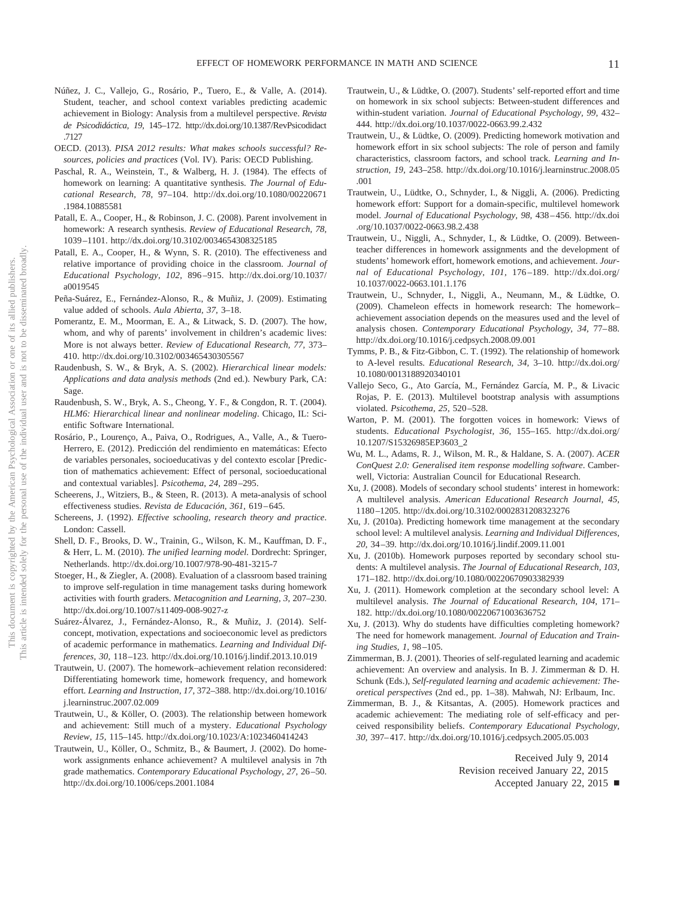Núñez, J. C., Vallejo, G., Rosário, P., Tuero, E., & Valle, A. (2014). Student, teacher, and school context variables predicting academic achievement in Biology: Analysis from a multilevel perspective. *Revista de Psicodidáctica, 19*, 145–172. http://dx.doi.org/10.1387/RevPsicodidact.7127

OECD. (2013). *PISA 2012 results: What makes schools successful? Resources, policies and practices* (Vol. IV). Paris: OECD Publishing.

Paschal, R. A., Weinstein, T., & Walberg, H. J. (1984). The effects of homework on learning: A quantitative synthesis. *The Journal of Educational Research, 78,* 97–104. http://dx.doi.org/10.1080/00220671.1984.10885581

Patall, E. A., Cooper, H., & Robinson, J. C. (2008). Parent involvement in homework: A research synthesis. *Review of Educational Research, 78,* 1039–1101. http://dx.doi.org/10.3102/0034654308325185

Patall, E. A., Cooper, H., & Wynn, S. R. (2010). The effectiveness and relative importance of providing choice in the classroom. *Journal of Educational Psychology, 102,* 896–915. http://dx.doi.org/10.1037/a0019545

Peña-Suárez, E., Fernández-Alonso, R., & Muñiz, J. (2009). Estimating value added of schools. *Aula Abierta, 37,* 3–18.

Pomerantz, E. M., Moorman, E. A., & Litwack, S. D. (2007). The how, whom, and why of parents' involvement in children's academic lives: More is not always better. *Review of Educational Research, 77,* 373–410. http://dx.doi.org/10.3102/003465430305567

Raudenbush, S. W., & Bryk, A. S. (2002). *Hierarchical linear models: Applications and data analysis methods* (2nd ed.). Newbury Park, CA: Sage.

Raudenbush, S. W., Bryk, A. S., Cheong, Y. F., & Congdon, R. T. (2004). *HLM6: Hierarchical linear and nonlinear modeling*. Chicago, IL: Scientific Software International.

Rosário, P., Lourenço, A., Paiva, O., Rodrigues, A., Valle, A., & Tuero-Herrero, E. (2012). Predicción del rendimiento en matemáticas: Efecto de variables personales, socioeducativas y del contexto escolar [Prediction of mathematics achievement: Effect of personal, socioeducational and contextual variables]. *Psicothema, 24,* 289–295.

Scheerens, J., Witziers, B., & Steen, R. (2013). A meta-analysis of school effectiveness studies. *Revista de Educación, 361,* 619–645.

Schereens, J. (1992). *Effective schooling, research theory and practice*. London: Cassell.

Shell, D. F., Brooks, D. W., Trainin, G., Wilson, K. M., Kauffman, D. F., & Herr, L. M. (2010). *The unified learning model*. Dordrecht: Springer, Netherlands. http://dx.doi.org/10.1007/978-90-481-3215-7

Stoeger, H., & Ziegler, A. (2008). Evaluation of a classroom based training to improve self-regulation in time management tasks during homework activities with fourth graders. *Metacognition and Learning, 3,* 207–230. http://dx.doi.org/10.1007/s11409-008-9027-z

Suárez-Álvarez, J., Fernández-Alonso, R., & Muñiz, J. (2014). Self-concept, motivation, expectations and socioeconomic level as predictors of academic performance in mathematics. *Learning and Individual Differences, 30,* 118–123. http://dx.doi.org/10.1016/j.lindif.2013.10.019

Trautwein, U. (2007). The homework–achievement relation reconsidered: Differentiating homework time, homework frequency, and homework effort. *Learning and Instruction, 17,* 372–388. http://dx.doi.org/10.1016/j.learninstruc.2007.02.009

Trautwein, U., & Köller, O. (2003). The relationship between homework and achievement: Still much of a mystery. *Educational Psychology Review, 15,* 115–145. http://dx.doi.org/10.1023/A:1023460414243

Trautwein, U., Köller, O., Schmitz, B., & Baumert, J. (2002). Do homework assignments enhance achievement? A multilevel analysis in 7th grade mathematics. *Contemporary Educational Psychology, 27,* 26–50. http://dx.doi.org/10.1006/ceps.2001.1084

Trautwein, U., & Lüdtke, O. (2007). Students' self-reported effort and time on homework in six school subjects: Between-student differences and within-student variation. *Journal of Educational Psychology, 99,* 432–444. http://dx.doi.org/10.1037/0022-0663.99.2.432

Trautwein, U., & Lüdtke, O. (2009). Predicting homework motivation and homework effort in six school subjects: The role of person and family characteristics, classroom factors, and school track. *Learning and Instruction, 19,* 243–258. http://dx.doi.org/10.1016/j.learninstruc.2008.05.001

Trautwein, U., Lüdtke, O., Schnyder, I., & Niggli, A. (2006). Predicting homework effort: Support for a domain-specific, multilevel homework model. *Journal of Educational Psychology, 98,* 438–456. http://dx.doi.org/10.1037/0022-0663.98.2.438

Trautwein, U., Niggli, A., Schnyder, I., & Lüdtke, O. (2009). Between-teacher differences in homework assignments and the development of students' homework effort, homework emotions, and achievement. *Journal of Educational Psychology, 101,* 176–189. http://dx.doi.org/10.1037/0022-0663.101.1.176

Trautwein, U., Schnyder, I., Niggli, A., Neumann, M., & Lüdtke, O. (2009). Chameleon effects in homework research: The homework–achievement association depends on the measures used and the level of analysis chosen. *Contemporary Educational Psychology, 34,* 77–88. http://dx.doi.org/10.1016/j.cedpsych.2008.09.001

Tymms, P. B., & Fitz-Gibbon, C. T. (1992). The relationship of homework to A-level results. *Educational Research, 34,* 3–10. http://dx.doi.org/10.1080/0013188920340101

Vallejo Seco, G., Ato García, M., Fernández García, M. P., & Livacic Rojas, P. E. (2013). Multilevel bootstrap analysis with assumptions violated. *Psicothema, 25,* 520–528.

Warton, P. M. (2001). The forgotten voices in homework: Views of students. *Educational Psychologist, 36,* 155–165. http://dx.doi.org/10.1207/S15326985EP3603_2

Wu, M. L., Adams, R. J., Wilson, M. R., & Haldane, S. A. (2007). *ACER ConQuest 2.0: Generalised item response modelling software*. Camberwell, Victoria: Australian Council for Educational Research.

Xu, J. (2008). Models of secondary school students' interest in homework: A multilevel analysis. *American Educational Research Journal, 45,* 1180–1205. http://dx.doi.org/10.3102/0002831208323276

Xu, J. (2010a). Predicting homework time management at the secondary school level: A multilevel analysis. *Learning and Individual Differences, 20,* 34–39. http://dx.doi.org/10.1016/j.lindif.2009.11.001

Xu, J. (2010b). Homework purposes reported by secondary school students: A multilevel analysis. *The Journal of Educational Research, 103,* 171–182. http://dx.doi.org/10.1080/00220670903382939

Xu, J. (2011). Homework completion at the secondary school level: A multilevel analysis. *The Journal of Educational Research, 104,* 171–182. http://dx.doi.org/10.1080/00220671003636752

Xu, J. (2013). Why do students have difficulties completing homework? The need for homework management. *Journal of Education and Training Studies, 1,* 98–105.

Zimmerman, B. J. (2001). Theories of self-regulated learning and academic achievement: An overview and analysis. In B. J. Zimmerman & D. H. Schunk (Eds.), *Self-regulated learning and academic achievement: Theoretical perspectives* (2nd ed., pp. 1–38). Mahwah, NJ: Erlbaum, Inc.

Zimmerman, B. J., & Kitsantas, A. (2005). Homework practices and academic achievement: The mediating role of self-efficacy and perceived responsibility beliefs. *Contemporary Educational Psychology, 30,* 397–417. http://dx.doi.org/10.1016/j.cedpsych.2005.05.003

Received July 9, 2014
Revision received January 22, 2015
Accepted January 22, 2015 ■